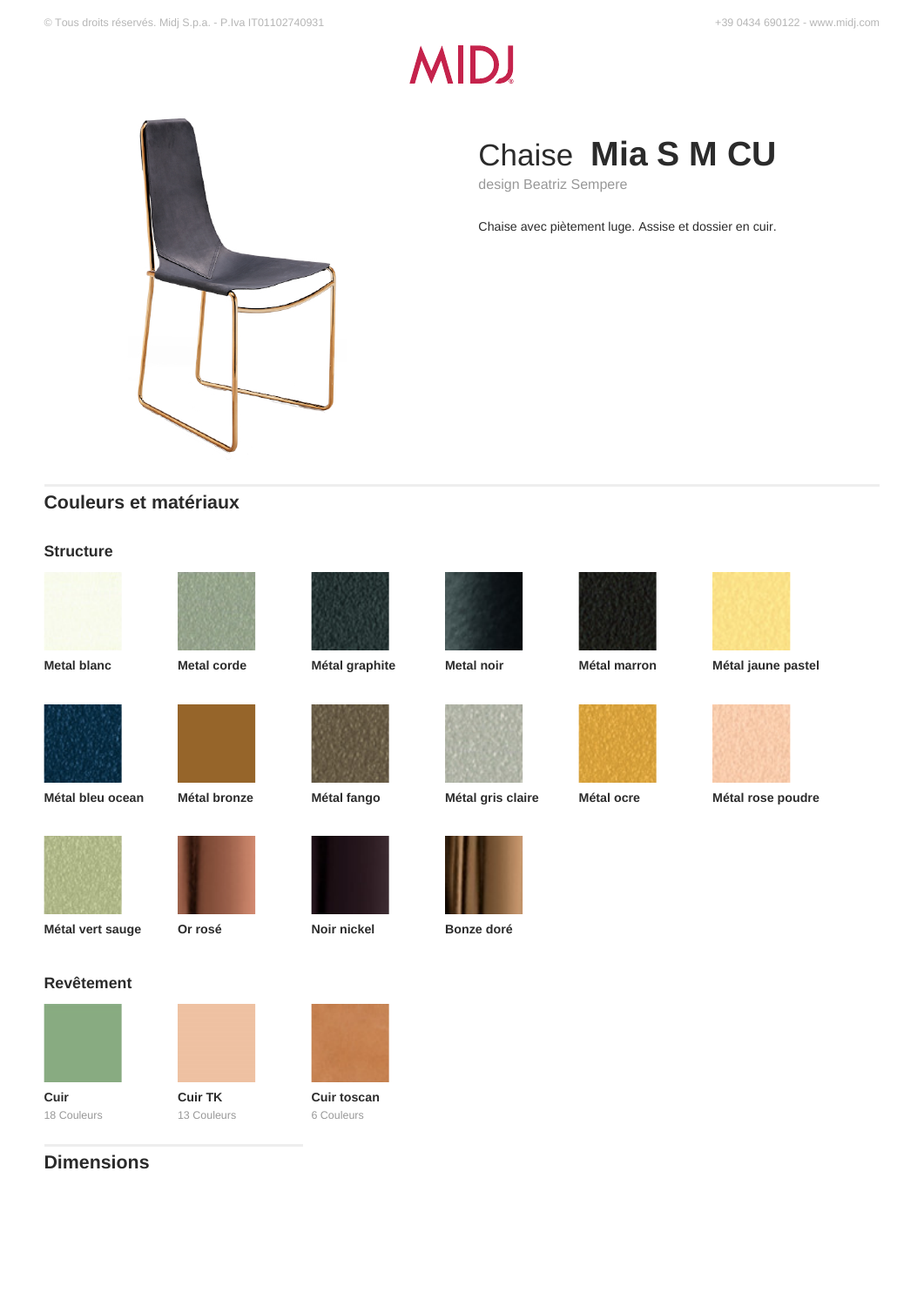# Chaise **Mia S M CU**

design Beatriz Sempere

Chaise avec piètement luge. Assise et dossier en cuir.

## Couleurs et matériaux

### Structure

- Metal blanc
- Metal corde
- Métal graphite
- Metal noir
- Métal marron
- Métal jaune pastel
- Métal bleu ocean
- Métal bronze
- Métal fango
- Métal gris claire
- Métal ocre
- Métal rose poudre
- Métal vert sauge
- Or rosé
- Noir nickel
- Bonze doré

### Revêtement

- **Cuir**
  18 Couleurs
- **Cuir TK**
  13 Couleurs
- **Cuir toscan**
  6 Couleurs

## Dimensions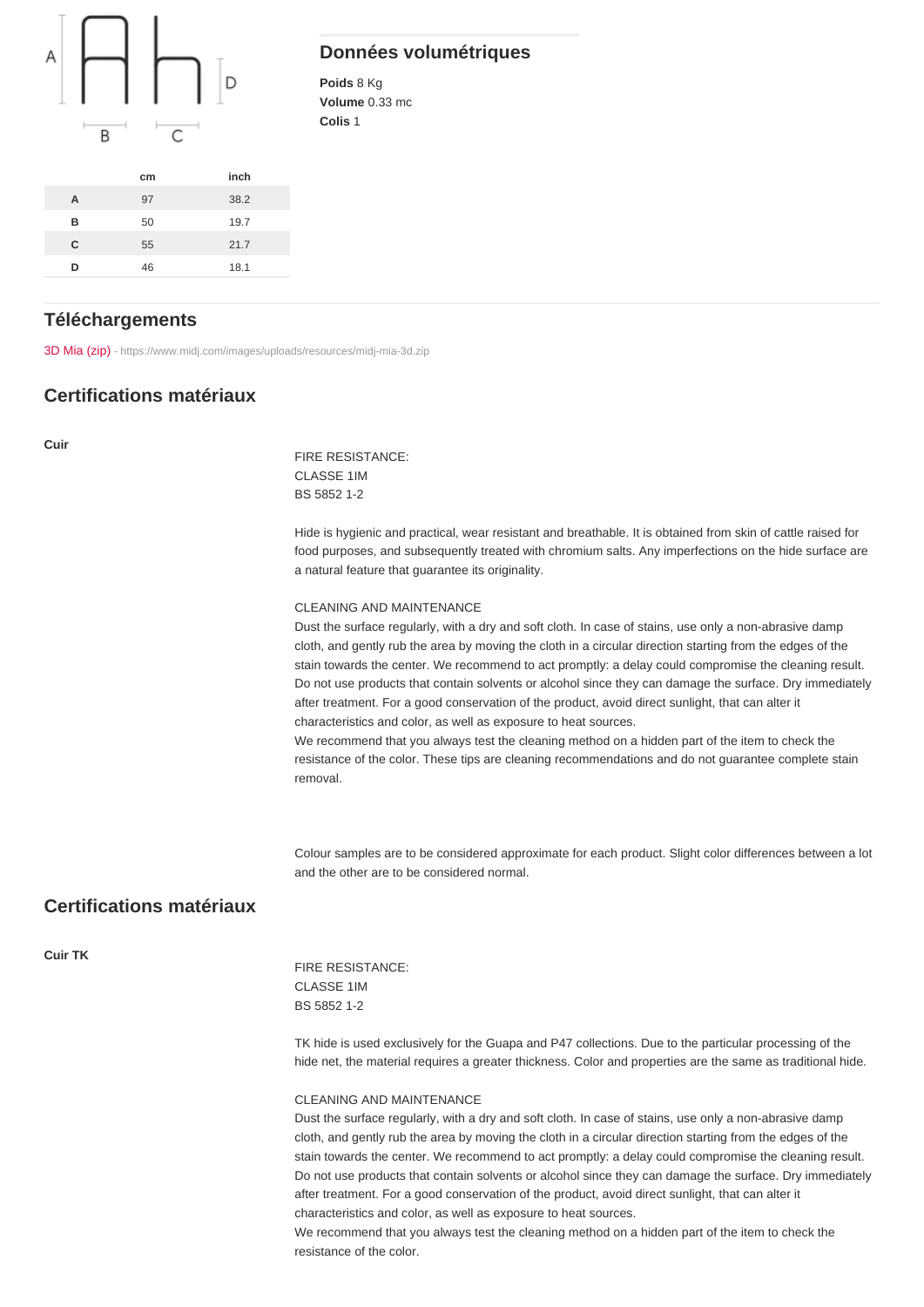| | cm | inch |
|---|---|---|
| **A** | 97 | 38.2 |
| **B** | 50 | 19.7 |
| **C** | 55 | 21.7 |
| **D** | 46 | 18.1 |

## Données volumétriques

**Poids** 8 Kg
**Volume** 0.33 mc
**Colis** 1

## Téléchargements

3D Mia (zip) - https://www.midj.com/images/uploads/resources/midj-mia-3d.zip

## Certifications matériaux

**Cuir**

FIRE RESISTANCE:
CLASSE 1IM
BS 5852 1-2

Hide is hygienic and practical, wear resistant and breathable. It is obtained from skin of cattle raised for food purposes, and subsequently treated with chromium salts. Any imperfections on the hide surface are a natural feature that guarantee its originality.

CLEANING AND MAINTENANCE
Dust the surface regularly, with a dry and soft cloth. In case of stains, use only a non-abrasive damp cloth, and gently rub the area by moving the cloth in a circular direction starting from the edges of the stain towards the center. We recommend to act promptly: a delay could compromise the cleaning result. Do not use products that contain solvents or alcohol since they can damage the surface. Dry immediately after treatment. For a good conservation of the product, avoid direct sunlight, that can alter it characteristics and color, as well as exposure to heat sources.
We recommend that you always test the cleaning method on a hidden part of the item to check the resistance of the color. These tips are cleaning recommendations and do not guarantee complete stain removal.

Colour samples are to be considered approximate for each product. Slight color differences between a lot and the other are to be considered normal.

## Certifications matériaux

**Cuir TK**

FIRE RESISTANCE:
CLASSE 1IM
BS 5852 1-2

TK hide is used exclusively for the Guapa and P47 collections. Due to the particular processing of the hide net, the material requires a greater thickness. Color and properties are the same as traditional hide.

CLEANING AND MAINTENANCE
Dust the surface regularly, with a dry and soft cloth. In case of stains, use only a non-abrasive damp cloth, and gently rub the area by moving the cloth in a circular direction starting from the edges of the stain towards the center. We recommend to act promptly: a delay could compromise the cleaning result. Do not use products that contain solvents or alcohol since they can damage the surface. Dry immediately after treatment. For a good conservation of the product, avoid direct sunlight, that can alter it characteristics and color, as well as exposure to heat sources.
We recommend that you always test the cleaning method on a hidden part of the item to check the resistance of the color.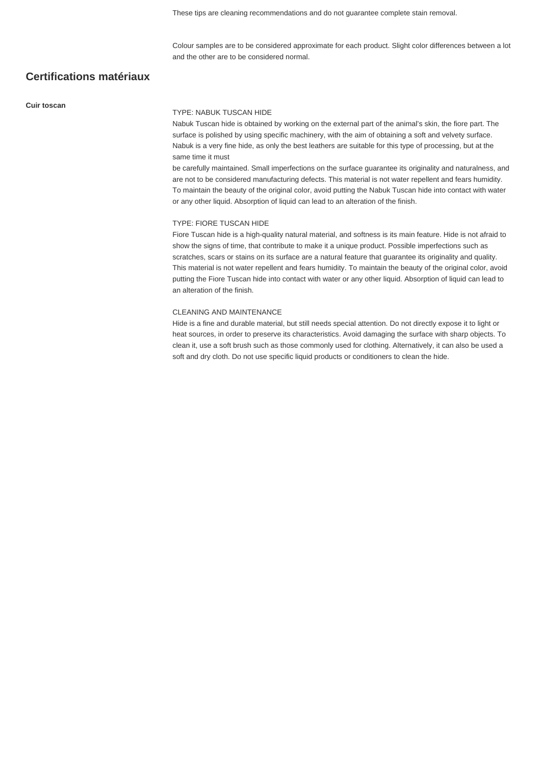These tips are cleaning recommendations and do not guarantee complete stain removal.

Colour samples are to be considered approximate for each product. Slight color differences between a lot and the other are to be considered normal.

## Certifications matériaux

**Cuir toscan**

TYPE: NABUK TUSCAN HIDE

Nabuk Tuscan hide is obtained by working on the external part of the animal's skin, the fiore part. The surface is polished by using specific machinery, with the aim of obtaining a soft and velvety surface. Nabuk is a very fine hide, as only the best leathers are suitable for this type of processing, but at the same time it must
be carefully maintained. Small imperfections on the surface guarantee its originality and naturalness, and are not to be considered manufacturing defects. This material is not water repellent and fears humidity. To maintain the beauty of the original color, avoid putting the Nabuk Tuscan hide into contact with water or any other liquid. Absorption of liquid can lead to an alteration of the finish.

TYPE: FIORE TUSCAN HIDE

Fiore Tuscan hide is a high-quality natural material, and softness is its main feature. Hide is not afraid to show the signs of time, that contribute to make it a unique product. Possible imperfections such as scratches, scars or stains on its surface are a natural feature that guarantee its originality and quality. This material is not water repellent and fears humidity. To maintain the beauty of the original color, avoid putting the Fiore Tuscan hide into contact with water or any other liquid. Absorption of liquid can lead to an alteration of the finish.

CLEANING AND MAINTENANCE

Hide is a fine and durable material, but still needs special attention. Do not directly expose it to light or heat sources, in order to preserve its characteristics. Avoid damaging the surface with sharp objects. To clean it, use a soft brush such as those commonly used for clothing. Alternatively, it can also be used a soft and dry cloth. Do not use specific liquid products or conditioners to clean the hide.